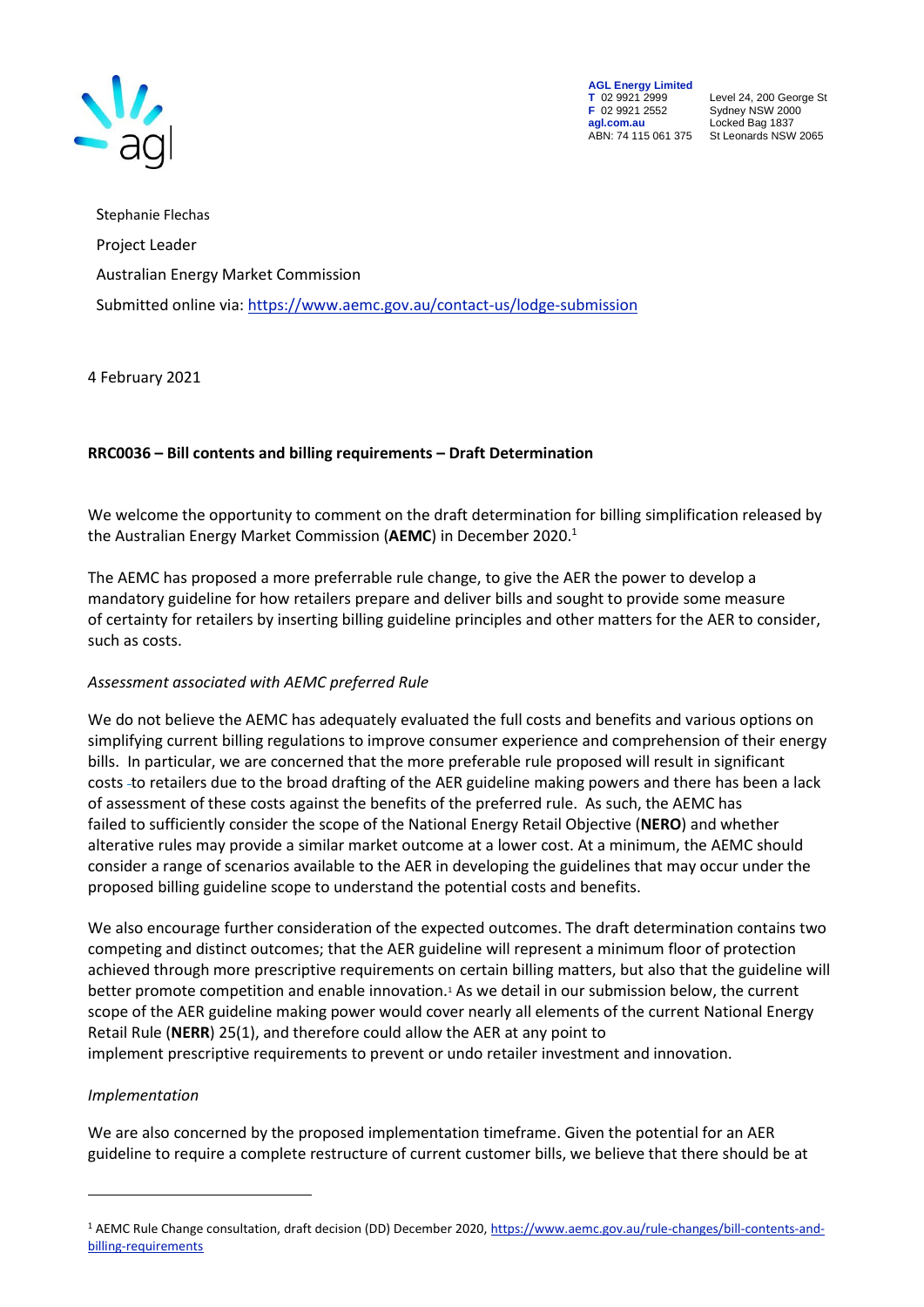**AGL Energy Limited**
**T** 02 9921 2999
**F** 02 9921 2552
**agl.com.au**
ABN: 74 115 061 375

Level 24, 200 George St
Sydney NSW 2000
Locked Bag 1837
St Leonards NSW 2065

Stephanie Flechas

Project Leader

Australian Energy Market Commission

Submitted online via: https://www.aemc.gov.au/contact-us/lodge-submission

4 February 2021

**RRC0036 – Bill contents and billing requirements – Draft Determination**

We welcome the opportunity to comment on the draft determination for billing simplification released by the Australian Energy Market Commission (**AEMC**) in December 2020.[1]

The AEMC has proposed a more preferrable rule change, to give the AER the power to develop a mandatory guideline for how retailers prepare and deliver bills and sought to provide some measure of certainty for retailers by inserting billing guideline principles and other matters for the AER to consider, such as costs.

*Assessment associated with AEMC preferred Rule*

We do not believe the AEMC has adequately evaluated the full costs and benefits and various options on simplifying current billing regulations to improve consumer experience and comprehension of their energy bills. In particular, we are concerned that the more preferable rule proposed will result in significant costs to retailers due to the broad drafting of the AER guideline making powers and there has been a lack of assessment of these costs against the benefits of the preferred rule. As such, the AEMC has failed to sufficiently consider the scope of the National Energy Retail Objective (**NERO**) and whether alterative rules may provide a similar market outcome at a lower cost. At a minimum, the AEMC should consider a range of scenarios available to the AER in developing the guidelines that may occur under the proposed billing guideline scope to understand the potential costs and benefits.

We also encourage further consideration of the expected outcomes. The draft determination contains two competing and distinct outcomes; that the AER guideline will represent a minimum floor of protection achieved through more prescriptive requirements on certain billing matters, but also that the guideline will better promote competition and enable innovation.[1] As we detail in our submission below, the current scope of the AER guideline making power would cover nearly all elements of the current National Energy Retail Rule (**NERR**) 25(1), and therefore could allow the AER at any point to implement prescriptive requirements to prevent or undo retailer investment and innovation.

*Implementation*

We are also concerned by the proposed implementation timeframe. Given the potential for an AER guideline to require a complete restructure of current customer bills, we believe that there should be at

[1] AEMC Rule Change consultation, draft decision (DD) December 2020, https://www.aemc.gov.au/rule-changes/bill-contents-and-billing-requirements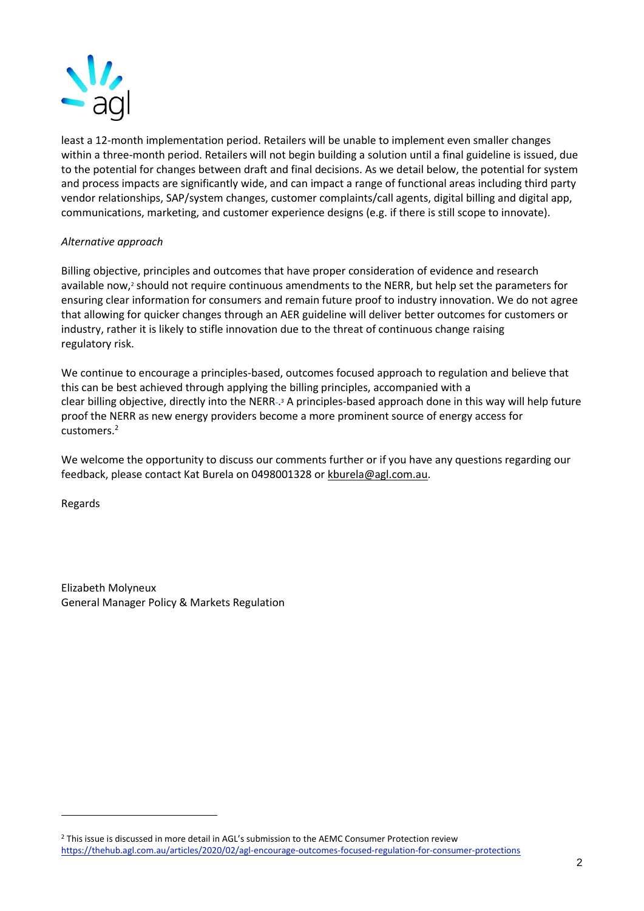least a 12-month implementation period. Retailers will be unable to implement even smaller changes within a three-month period. Retailers will not begin building a solution until a final guideline is issued, due to the potential for changes between draft and final decisions. As we detail below, the potential for system and process impacts are significantly wide, and can impact a range of functional areas including third party vendor relationships, SAP/system changes, customer complaints/call agents, digital billing and digital app, communications, marketing, and customer experience designs (e.g. if there is still scope to innovate).

*Alternative approach*

Billing objective, principles and outcomes that have proper consideration of evidence and research available now,[2] should not require continuous amendments to the NERR, but help set the parameters for ensuring clear information for consumers and remain future proof to industry innovation. We do not agree that allowing for quicker changes through an AER guideline will deliver better outcomes for customers or industry, rather it is likely to stifle innovation due to the threat of continuous change raising regulatory risk.

We continue to encourage a principles-based, outcomes focused approach to regulation and believe that this can be best achieved through applying the billing principles, accompanied with a clear billing objective, directly into the NERR.[3] A principles-based approach done in this way will help future proof the NERR as new energy providers become a more prominent source of energy access for customers.[2]

We welcome the opportunity to discuss our comments further or if you have any questions regarding our feedback, please contact Kat Burela on 0498001328 or kburela@agl.com.au.

Regards

Elizabeth Molyneux
General Manager Policy & Markets Regulation

---

[2] This issue is discussed in more detail in AGL's submission to the AEMC Consumer Protection review https://thehub.agl.com.au/articles/2020/02/agl-encourage-outcomes-focused-regulation-for-consumer-protections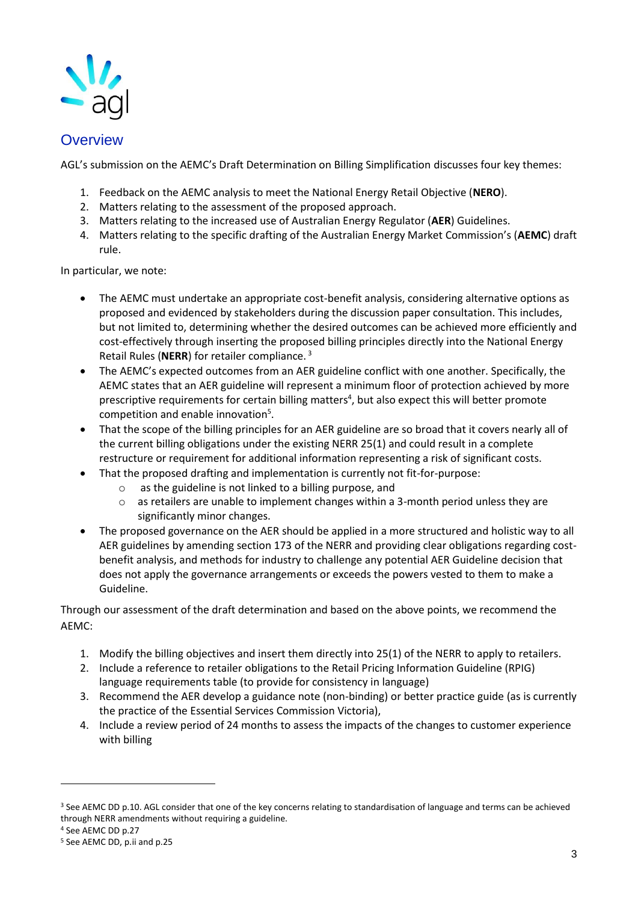## Overview

AGL's submission on the AEMC's Draft Determination on Billing Simplification discusses four key themes:

1. Feedback on the AEMC analysis to meet the National Energy Retail Objective (**NERO**).
2. Matters relating to the assessment of the proposed approach.
3. Matters relating to the increased use of Australian Energy Regulator (**AER**) Guidelines.
4. Matters relating to the specific drafting of the Australian Energy Market Commission's (**AEMC**) draft rule.

In particular, we note:

- The AEMC must undertake an appropriate cost-benefit analysis, considering alternative options as proposed and evidenced by stakeholders during the discussion paper consultation. This includes, but not limited to, determining whether the desired outcomes can be achieved more efficiently and cost-effectively through inserting the proposed billing principles directly into the National Energy Retail Rules (**NERR**) for retailer compliance. [3]
- The AEMC's expected outcomes from an AER guideline conflict with one another. Specifically, the AEMC states that an AER guideline will represent a minimum floor of protection achieved by more prescriptive requirements for certain billing matters[4], but also expect this will better promote competition and enable innovation[5].
- That the scope of the billing principles for an AER guideline are so broad that it covers nearly all of the current billing obligations under the existing NERR 25(1) and could result in a complete restructure or requirement for additional information representing a risk of significant costs.
- That the proposed drafting and implementation is currently not fit-for-purpose:
  - as the guideline is not linked to a billing purpose, and
  - as retailers are unable to implement changes within a 3-month period unless they are significantly minor changes.
- The proposed governance on the AER should be applied in a more structured and holistic way to all AER guidelines by amending section 173 of the NERR and providing clear obligations regarding cost-benefit analysis, and methods for industry to challenge any potential AER Guideline decision that does not apply the governance arrangements or exceeds the powers vested to them to make a Guideline.

Through our assessment of the draft determination and based on the above points, we recommend the AEMC:

1. Modify the billing objectives and insert them directly into 25(1) of the NERR to apply to retailers.
2. Include a reference to retailer obligations to the Retail Pricing Information Guideline (RPIG) language requirements table (to provide for consistency in language)
3. Recommend the AER develop a guidance note (non-binding) or better practice guide (as is currently the practice of the Essential Services Commission Victoria),
4. Include a review period of 24 months to assess the impacts of the changes to customer experience with billing

---

[3] See AEMC DD p.10. AGL consider that one of the key concerns relating to standardisation of language and terms can be achieved through NERR amendments without requiring a guideline.

[4] See AEMC DD p.27

[5] See AEMC DD, p.ii and p.25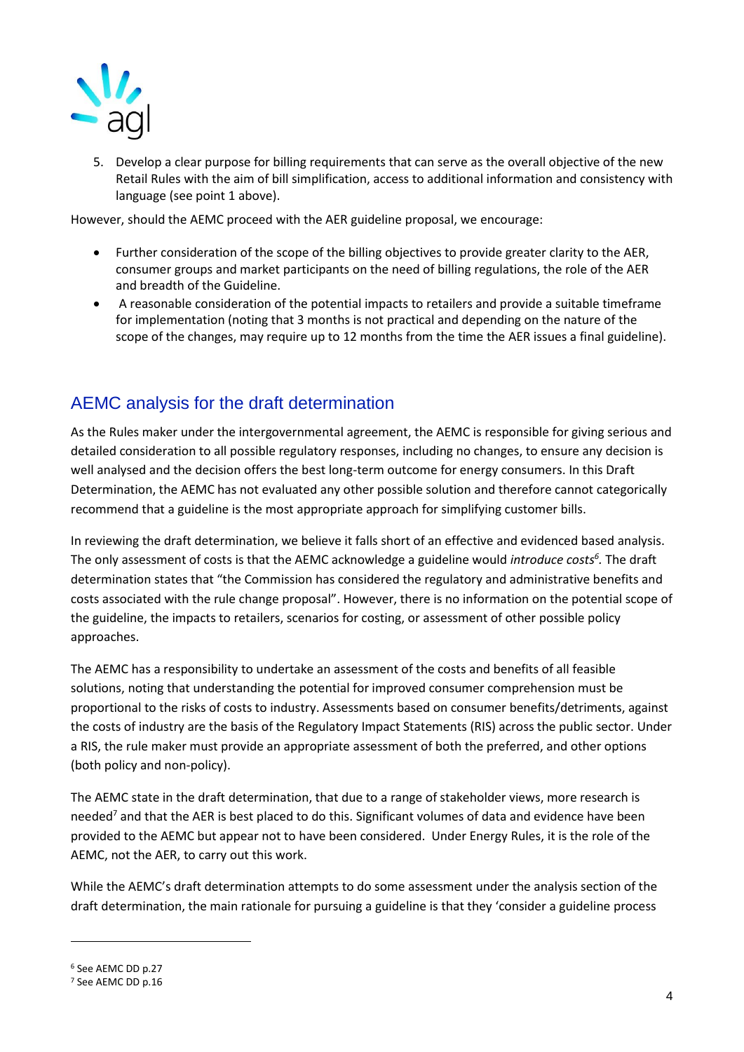5. Develop a clear purpose for billing requirements that can serve as the overall objective of the new Retail Rules with the aim of bill simplification, access to additional information and consistency with language (see point 1 above).

However, should the AEMC proceed with the AER guideline proposal, we encourage:

- Further consideration of the scope of the billing objectives to provide greater clarity to the AER, consumer groups and market participants on the need of billing regulations, the role of the AER and breadth of the Guideline.
- A reasonable consideration of the potential impacts to retailers and provide a suitable timeframe for implementation (noting that 3 months is not practical and depending on the nature of the scope of the changes, may require up to 12 months from the time the AER issues a final guideline).

## AEMC analysis for the draft determination

As the Rules maker under the intergovernmental agreement, the AEMC is responsible for giving serious and detailed consideration to all possible regulatory responses, including no changes, to ensure any decision is well analysed and the decision offers the best long-term outcome for energy consumers. In this Draft Determination, the AEMC has not evaluated any other possible solution and therefore cannot categorically recommend that a guideline is the most appropriate approach for simplifying customer bills.

In reviewing the draft determination, we believe it falls short of an effective and evidenced based analysis. The only assessment of costs is that the AEMC acknowledge a guideline would *introduce costs*[6]. The draft determination states that "the Commission has considered the regulatory and administrative benefits and costs associated with the rule change proposal". However, there is no information on the potential scope of the guideline, the impacts to retailers, scenarios for costing, or assessment of other possible policy approaches.

The AEMC has a responsibility to undertake an assessment of the costs and benefits of all feasible solutions, noting that understanding the potential for improved consumer comprehension must be proportional to the risks of costs to industry. Assessments based on consumer benefits/detriments, against the costs of industry are the basis of the Regulatory Impact Statements (RIS) across the public sector. Under a RIS, the rule maker must provide an appropriate assessment of both the preferred, and other options (both policy and non-policy).

The AEMC state in the draft determination, that due to a range of stakeholder views, more research is needed[7] and that the AER is best placed to do this. Significant volumes of data and evidence have been provided to the AEMC but appear not to have been considered. Under Energy Rules, it is the role of the AEMC, not the AER, to carry out this work.

While the AEMC's draft determination attempts to do some assessment under the analysis section of the draft determination, the main rationale for pursuing a guideline is that they 'consider a guideline process

---

[6] See AEMC DD p.27

[7] See AEMC DD p.16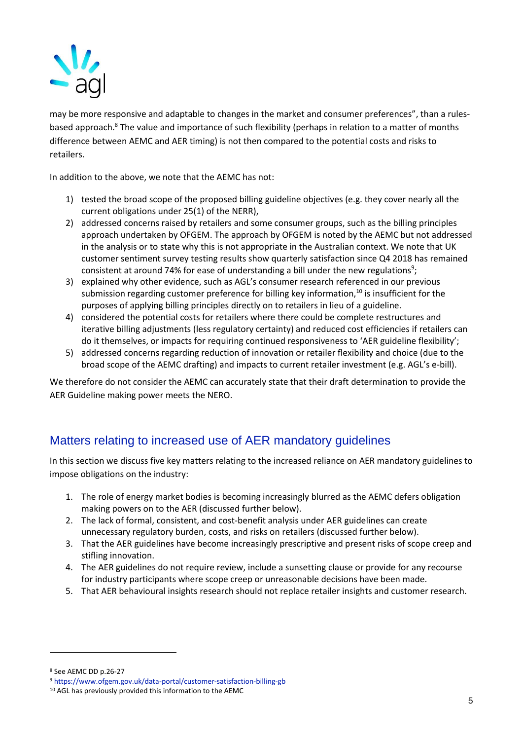may be more responsive and adaptable to changes in the market and consumer preferences", than a rules-based approach.[8] The value and importance of such flexibility (perhaps in relation to a matter of months difference between AEMC and AER timing) is not then compared to the potential costs and risks to retailers.

In addition to the above, we note that the AEMC has not:

1) tested the broad scope of the proposed billing guideline objectives (e.g. they cover nearly all the current obligations under 25(1) of the NERR),
2) addressed concerns raised by retailers and some consumer groups, such as the billing principles approach undertaken by OFGEM. The approach by OFGEM is noted by the AEMC but not addressed in the analysis or to state why this is not appropriate in the Australian context. We note that UK customer sentiment survey testing results show quarterly satisfaction since Q4 2018 has remained consistent at around 74% for ease of understanding a bill under the new regulations[9];
3) explained why other evidence, such as AGL's consumer research referenced in our previous submission regarding customer preference for billing key information,[10] is insufficient for the purposes of applying billing principles directly on to retailers in lieu of a guideline.
4) considered the potential costs for retailers where there could be complete restructures and iterative billing adjustments (less regulatory certainty) and reduced cost efficiencies if retailers can do it themselves, or impacts for requiring continued responsiveness to 'AER guideline flexibility';
5) addressed concerns regarding reduction of innovation or retailer flexibility and choice (due to the broad scope of the AEMC drafting) and impacts to current retailer investment (e.g. AGL's e-bill).

We therefore do not consider the AEMC can accurately state that their draft determination to provide the AER Guideline making power meets the NERO.

## Matters relating to increased use of AER mandatory guidelines

In this section we discuss five key matters relating to the increased reliance on AER mandatory guidelines to impose obligations on the industry:

1. The role of energy market bodies is becoming increasingly blurred as the AEMC defers obligation making powers on to the AER (discussed further below).
2. The lack of formal, consistent, and cost-benefit analysis under AER guidelines can create unnecessary regulatory burden, costs, and risks on retailers (discussed further below).
3. That the AER guidelines have become increasingly prescriptive and present risks of scope creep and stifling innovation.
4. The AER guidelines do not require review, include a sunsetting clause or provide for any recourse for industry participants where scope creep or unreasonable decisions have been made.
5. That AER behavioural insights research should not replace retailer insights and customer research.

---

[8] See AEMC DD p.26-27

[9] https://www.ofgem.gov.uk/data-portal/customer-satisfaction-billing-gb

[10] AGL has previously provided this information to the AEMC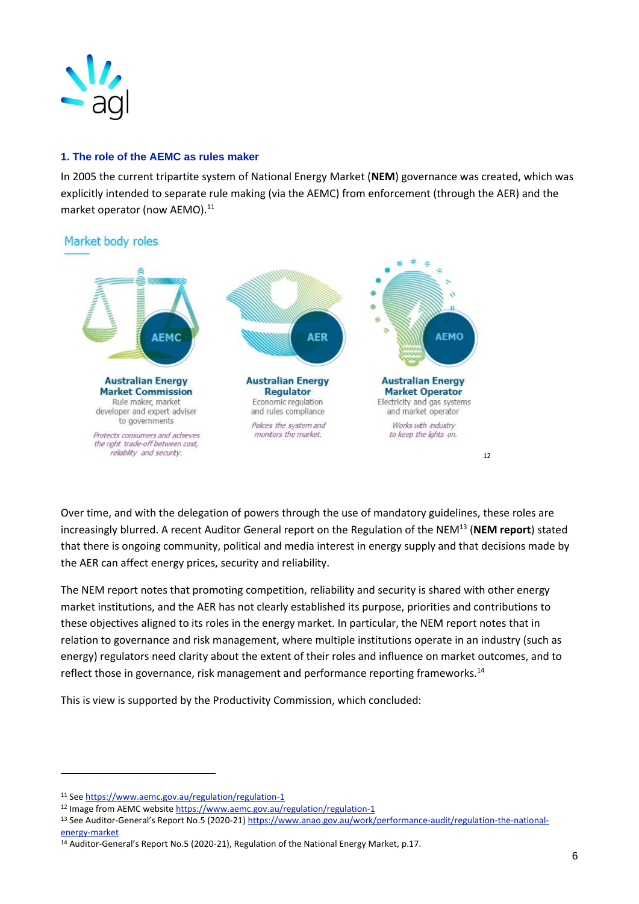### 1. The role of the AEMC as rules maker

In 2005 the current tripartite system of National Energy Market (**NEM**) governance was created, which was explicitly intended to separate rule making (via the AEMC) from enforcement (through the AER) and the market operator (now AEMO).[11]

Market body roles

**AEMC**
**Australian Energy Market Commission**
Rule maker, market developer and expert adviser to governments
*Protects consumers and achieves the right trade-off between cost, reliability and security.*

**AER**
**Australian Energy Regulator**
Economic regulation and rules compliance
*Polices the system and monitors the market.*

**AEMO**
**Australian Energy Market Operator**
Electricity and gas systems and market operator
*Works with industry to keep the lights on.*

[12]

Over time, and with the delegation of powers through the use of mandatory guidelines, these roles are increasingly blurred. A recent Auditor General report on the Regulation of the NEM[13] (**NEM report**) stated that there is ongoing community, political and media interest in energy supply and that decisions made by the AER can affect energy prices, security and reliability.

The NEM report notes that promoting competition, reliability and security is shared with other energy market institutions, and the AER has not clearly established its purpose, priorities and contributions to these objectives aligned to its roles in the energy market. In particular, the NEM report notes that in relation to governance and risk management, where multiple institutions operate in an industry (such as energy) regulators need clarity about the extent of their roles and influence on market outcomes, and to reflect those in governance, risk management and performance reporting frameworks.[14]

This is view is supported by the Productivity Commission, which concluded:

---

[11] See https://www.aemc.gov.au/regulation/regulation-1
[12] Image from AEMC website https://www.aemc.gov.au/regulation/regulation-1
[13] See Auditor-General's Report No.5 (2020-21) https://www.anao.gov.au/work/performance-audit/regulation-the-national-energy-market
[14] Auditor-General's Report No.5 (2020-21), Regulation of the National Energy Market, p.17.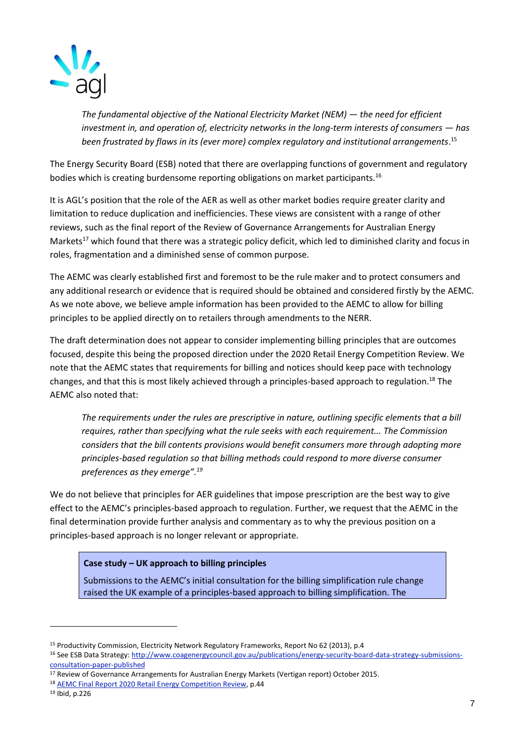> *The fundamental objective of the National Electricity Market (NEM) — the need for efficient investment in, and operation of, electricity networks in the long-term interests of consumers — has been frustrated by flaws in its (ever more) complex regulatory and institutional arrangements*.[15]

The Energy Security Board (ESB) noted that there are overlapping functions of government and regulatory bodies which is creating burdensome reporting obligations on market participants.[16]

It is AGL's position that the role of the AER as well as other market bodies require greater clarity and limitation to reduce duplication and inefficiencies. These views are consistent with a range of other reviews, such as the final report of the Review of Governance Arrangements for Australian Energy Markets[17] which found that there was a strategic policy deficit, which led to diminished clarity and focus in roles, fragmentation and a diminished sense of common purpose.

The AEMC was clearly established first and foremost to be the rule maker and to protect consumers and any additional research or evidence that is required should be obtained and considered firstly by the AEMC. As we note above, we believe ample information has been provided to the AEMC to allow for billing principles to be applied directly on to retailers through amendments to the NERR.

The draft determination does not appear to consider implementing billing principles that are outcomes focused, despite this being the proposed direction under the 2020 Retail Energy Competition Review. We note that the AEMC states that requirements for billing and notices should keep pace with technology changes, and that this is most likely achieved through a principles-based approach to regulation.[18] The AEMC also noted that:

> *The requirements under the rules are prescriptive in nature, outlining specific elements that a bill requires, rather than specifying what the rule seeks with each requirement... The Commission considers that the bill contents provisions would benefit consumers more through adopting more principles-based regulation so that billing methods could respond to more diverse consumer preferences as they emerge".*[19]

We do not believe that principles for AER guidelines that impose prescription are the best way to give effect to the AEMC's principles-based approach to regulation. Further, we request that the AEMC in the final determination provide further analysis and commentary as to why the previous position on a principles-based approach is no longer relevant or appropriate.

> **Case study – UK approach to billing principles**
>
> Submissions to the AEMC's initial consultation for the billing simplification rule change raised the UK example of a principles-based approach to billing simplification. The

---

[15] Productivity Commission, Electricity Network Regulatory Frameworks, Report No 62 (2013), p.4

[16] See ESB Data Strategy: http://www.coagenergycouncil.gov.au/publications/energy-security-board-data-strategy-submissions-consultation-paper-published

[17] Review of Governance Arrangements for Australian Energy Markets (Vertigan report) October 2015.

[18] AEMC Final Report 2020 Retail Energy Competition Review, p.44

[19] Ibid, p.226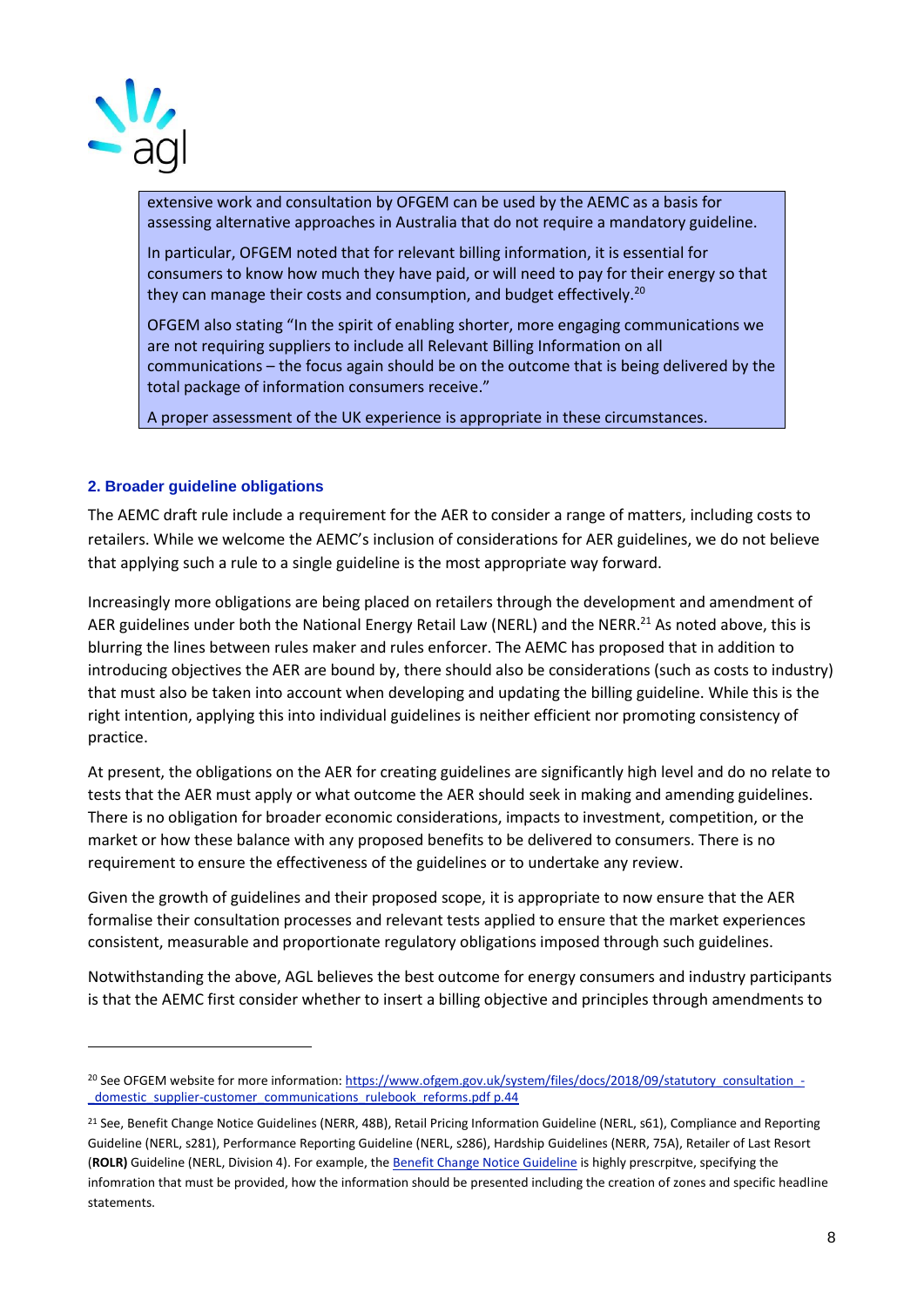> extensive work and consultation by OFGEM can be used by the AEMC as a basis for assessing alternative approaches in Australia that do not require a mandatory guideline.
>
> In particular, OFGEM noted that for relevant billing information, it is essential for consumers to know how much they have paid, or will need to pay for their energy so that they can manage their costs and consumption, and budget effectively.[20]
>
> OFGEM also stating "In the spirit of enabling shorter, more engaging communications we are not requiring suppliers to include all Relevant Billing Information on all communications – the focus again should be on the outcome that is being delivered by the total package of information consumers receive."
>
> A proper assessment of the UK experience is appropriate in these circumstances.

### 2. Broader guideline obligations

The AEMC draft rule include a requirement for the AER to consider a range of matters, including costs to retailers. While we welcome the AEMC's inclusion of considerations for AER guidelines, we do not believe that applying such a rule to a single guideline is the most appropriate way forward.

Increasingly more obligations are being placed on retailers through the development and amendment of AER guidelines under both the National Energy Retail Law (NERL) and the NERR.[21] As noted above, this is blurring the lines between rules maker and rules enforcer. The AEMC has proposed that in addition to introducing objectives the AER are bound by, there should also be considerations (such as costs to industry) that must also be taken into account when developing and updating the billing guideline. While this is the right intention, applying this into individual guidelines is neither efficient nor promoting consistency of practice.

At present, the obligations on the AER for creating guidelines are significantly high level and do no relate to tests that the AER must apply or what outcome the AER should seek in making and amending guidelines. There is no obligation for broader economic considerations, impacts to investment, competition, or the market or how these balance with any proposed benefits to be delivered to consumers. There is no requirement to ensure the effectiveness of the guidelines or to undertake any review.

Given the growth of guidelines and their proposed scope, it is appropriate to now ensure that the AER formalise their consultation processes and relevant tests applied to ensure that the market experiences consistent, measurable and proportionate regulatory obligations imposed through such guidelines.

Notwithstanding the above, AGL believes the best outcome for energy consumers and industry participants is that the AEMC first consider whether to insert a billing objective and principles through amendments to

---

[20] See OFGEM website for more information: https://www.ofgem.gov.uk/system/files/docs/2018/09/statutory_consultation_-_domestic_supplier-customer_communications_rulebook_reforms.pdf p.44

[21] See, Benefit Change Notice Guidelines (NERR, 48B), Retail Pricing Information Guideline (NERL, s61), Compliance and Reporting Guideline (NERL, s281), Performance Reporting Guideline (NERL, s286), Hardship Guidelines (NERR, 75A), Retailer of Last Resort (**ROLR)** Guideline (NERL, Division 4). For example, the Benefit Change Notice Guideline is highly prescrpitve, specifying the infomration that must be provided, how the information should be presented including the creation of zones and specific headline statements.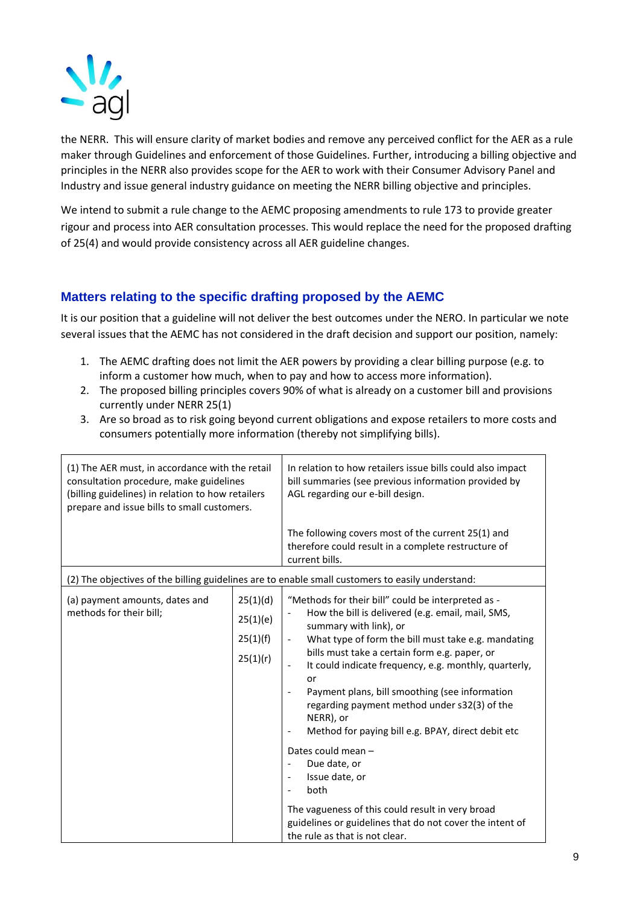the NERR. This will ensure clarity of market bodies and remove any perceived conflict for the AER as a rule maker through Guidelines and enforcement of those Guidelines. Further, introducing a billing objective and principles in the NERR also provides scope for the AER to work with their Consumer Advisory Panel and Industry and issue general industry guidance on meeting the NERR billing objective and principles.

We intend to submit a rule change to the AEMC proposing amendments to rule 173 to provide greater rigour and process into AER consultation processes. This would replace the need for the proposed drafting of 25(4) and would provide consistency across all AER guideline changes.

## Matters relating to the specific drafting proposed by the AEMC

It is our position that a guideline will not deliver the best outcomes under the NERO. In particular we note several issues that the AEMC has not considered in the draft decision and support our position, namely:

1. The AEMC drafting does not limit the AER powers by providing a clear billing purpose (e.g. to inform a customer how much, when to pay and how to access more information).
2. The proposed billing principles covers 90% of what is already on a customer bill and provisions currently under NERR 25(1)
3. Are so broad as to risk going beyond current obligations and expose retailers to more costs and consumers potentially more information (thereby not simplifying bills).

| | | |
|---|---|---|
| (1) The AER must, in accordance with the retail consultation procedure, make guidelines (billing guidelines) in relation to how retailers prepare and issue bills to small customers. | | In relation to how retailers issue bills could also impact bill summaries (see previous information provided by AGL regarding our e-bill design.<br><br>The following covers most of the current 25(1) and therefore could result in a complete restructure of current bills. |
| (2) The objectives of the billing guidelines are to enable small customers to easily understand: | | |
| (a) payment amounts, dates and methods for their bill; | 25(1)(d)<br>25(1)(e)<br>25(1)(f)<br>25(1)(r) | "Methods for their bill" could be interpreted as -<br>- How the bill is delivered (e.g. email, mail, SMS, summary with link), or<br>- What type of form the bill must take e.g. mandating bills must take a certain form e.g. paper, or<br>- It could indicate frequency, e.g. monthly, quarterly, or<br>- Payment plans, bill smoothing (see information regarding payment method under s32(3) of the NERR), or<br>- Method for paying bill e.g. BPAY, direct debit etc<br><br>Dates could mean –<br>- Due date, or<br>- Issue date, or<br>- both<br><br>The vagueness of this could result in very broad guidelines or guidelines that do not cover the intent of the rule as that is not clear. |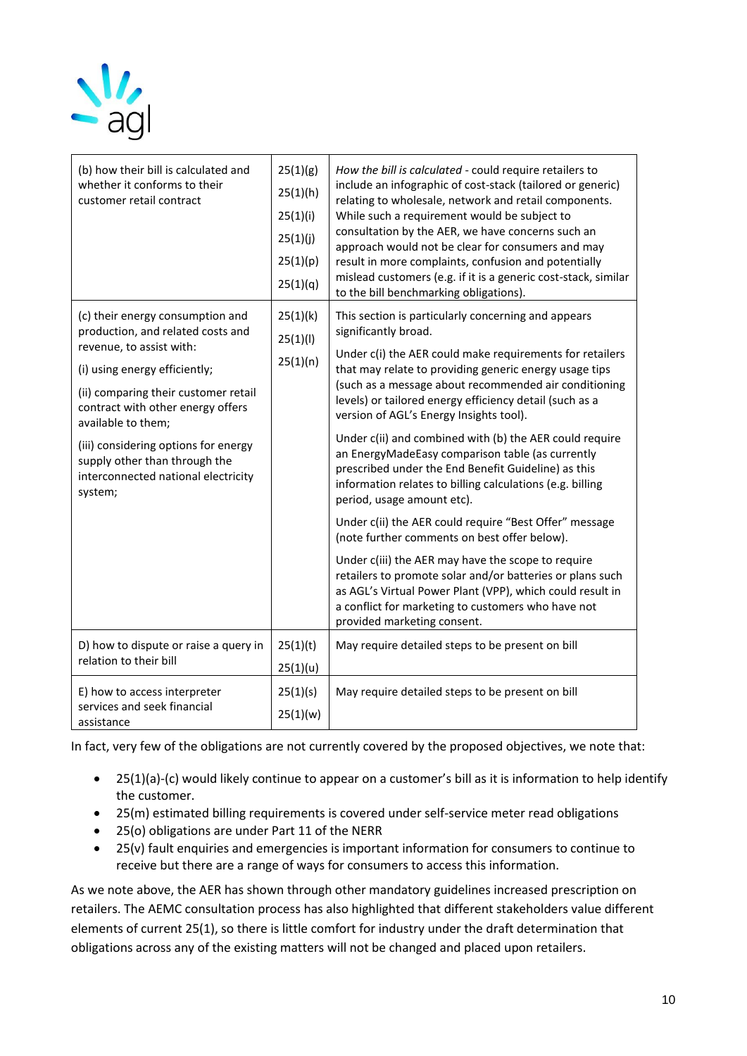| (b) how their bill is calculated and whether it conforms to their customer retail contract | 25(1)(g) 25(1)(h) 25(1)(i) 25(1)(j) 25(1)(p) 25(1)(q) | *How the bill is calculated* - could require retailers to include an infographic of cost-stack (tailored or generic) relating to wholesale, network and retail components. While such a requirement would be subject to consultation by the AER, we have concerns such an approach would not be clear for consumers and may result in more complaints, confusion and potentially mislead customers (e.g. if it is a generic cost-stack, similar to the bill benchmarking obligations). |
|---|---|---|
| (c) their energy consumption and production, and related costs and revenue, to assist with:<br><br>(i) using energy efficiently;<br><br>(ii) comparing their customer retail contract with other energy offers available to them;<br><br>(iii) considering options for energy supply other than through the interconnected national electricity system; | 25(1)(k) 25(1)(l) 25(1)(n) | This section is particularly concerning and appears significantly broad.<br><br>Under c(i) the AER could make requirements for retailers that may relate to providing generic energy usage tips (such as a message about recommended air conditioning levels) or tailored energy efficiency detail (such as a version of AGL's Energy Insights tool).<br><br>Under c(ii) and combined with (b) the AER could require an EnergyMadeEasy comparison table (as currently prescribed under the End Benefit Guideline) as this information relates to billing calculations (e.g. billing period, usage amount etc).<br><br>Under c(ii) the AER could require "Best Offer" message (note further comments on best offer below).<br><br>Under c(iii) the AER may have the scope to require retailers to promote solar and/or batteries or plans such as AGL's Virtual Power Plant (VPP), which could result in a conflict for marketing to customers who have not provided marketing consent. |
| D) how to dispute or raise a query in relation to their bill | 25(1)(t) 25(1)(u) | May require detailed steps to be present on bill |
| E) how to access interpreter services and seek financial assistance | 25(1)(s) 25(1)(w) | May require detailed steps to be present on bill |

In fact, very few of the obligations are not currently covered by the proposed objectives, we note that:

- 25(1)(a)-(c) would likely continue to appear on a customer's bill as it is information to help identify the customer.
- 25(m) estimated billing requirements is covered under self-service meter read obligations
- 25(o) obligations are under Part 11 of the NERR
- 25(v) fault enquiries and emergencies is important information for consumers to continue to receive but there are a range of ways for consumers to access this information.

As we note above, the AER has shown through other mandatory guidelines increased prescription on retailers. The AEMC consultation process has also highlighted that different stakeholders value different elements of current 25(1), so there is little comfort for industry under the draft determination that obligations across any of the existing matters will not be changed and placed upon retailers.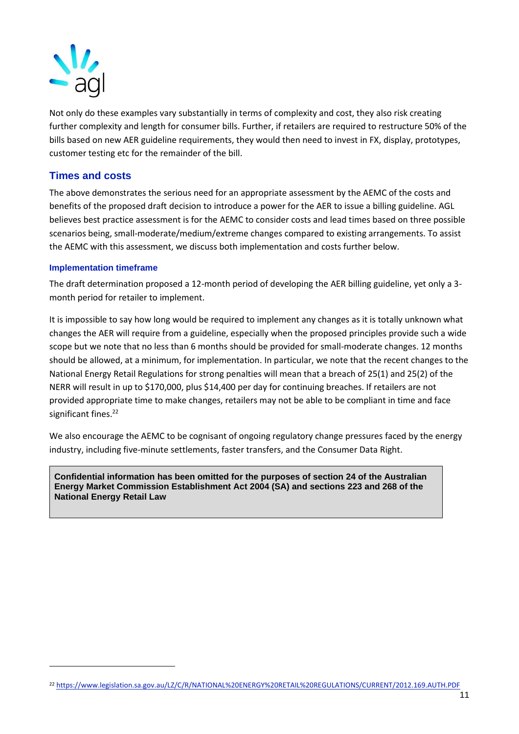Not only do these examples vary substantially in terms of complexity and cost, they also risk creating further complexity and length for consumer bills. Further, if retailers are required to restructure 50% of the bills based on new AER guideline requirements, they would then need to invest in FX, display, prototypes, customer testing etc for the remainder of the bill.

## Times and costs

The above demonstrates the serious need for an appropriate assessment by the AEMC of the costs and benefits of the proposed draft decision to introduce a power for the AER to issue a billing guideline. AGL believes best practice assessment is for the AEMC to consider costs and lead times based on three possible scenarios being, small-moderate/medium/extreme changes compared to existing arrangements. To assist the AEMC with this assessment, we discuss both implementation and costs further below.

### Implementation timeframe

The draft determination proposed a 12-month period of developing the AER billing guideline, yet only a 3-month period for retailer to implement.

It is impossible to say how long would be required to implement any changes as it is totally unknown what changes the AER will require from a guideline, especially when the proposed principles provide such a wide scope but we note that no less than 6 months should be provided for small-moderate changes. 12 months should be allowed, at a minimum, for implementation. In particular, we note that the recent changes to the National Energy Retail Regulations for strong penalties will mean that a breach of 25(1) and 25(2) of the NERR will result in up to $170,000, plus $14,400 per day for continuing breaches. If retailers are not provided appropriate time to make changes, retailers may not be able to be compliant in time and face significant fines.[22]

We also encourage the AEMC to be cognisant of ongoing regulatory change pressures faced by the energy industry, including five-minute settlements, faster transfers, and the Consumer Data Right.

**Confidential information has been omitted for the purposes of section 24 of the Australian Energy Market Commission Establishment Act 2004 (SA) and sections 223 and 268 of the National Energy Retail Law**

[22] https://www.legislation.sa.gov.au/LZ/C/R/NATIONAL%20ENERGY%20RETAIL%20REGULATIONS/CURRENT/2012.169.AUTH.PDF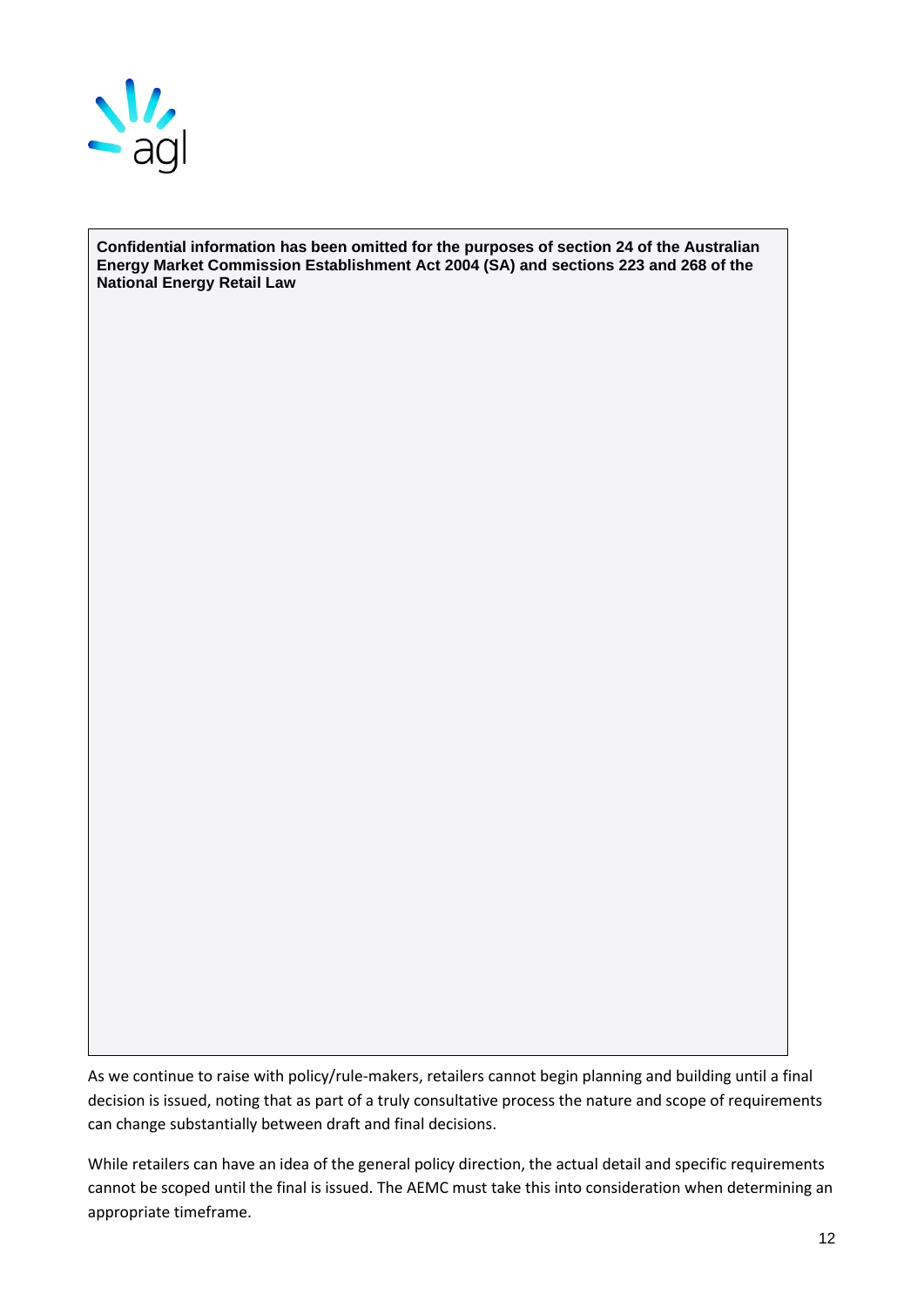**Confidential information has been omitted for the purposes of section 24 of the Australian Energy Market Commission Establishment Act 2004 (SA) and sections 223 and 268 of the National Energy Retail Law**

As we continue to raise with policy/rule-makers, retailers cannot begin planning and building until a final decision is issued, noting that as part of a truly consultative process the nature and scope of requirements can change substantially between draft and final decisions.

While retailers can have an idea of the general policy direction, the actual detail and specific requirements cannot be scoped until the final is issued. The AEMC must take this into consideration when determining an appropriate timeframe.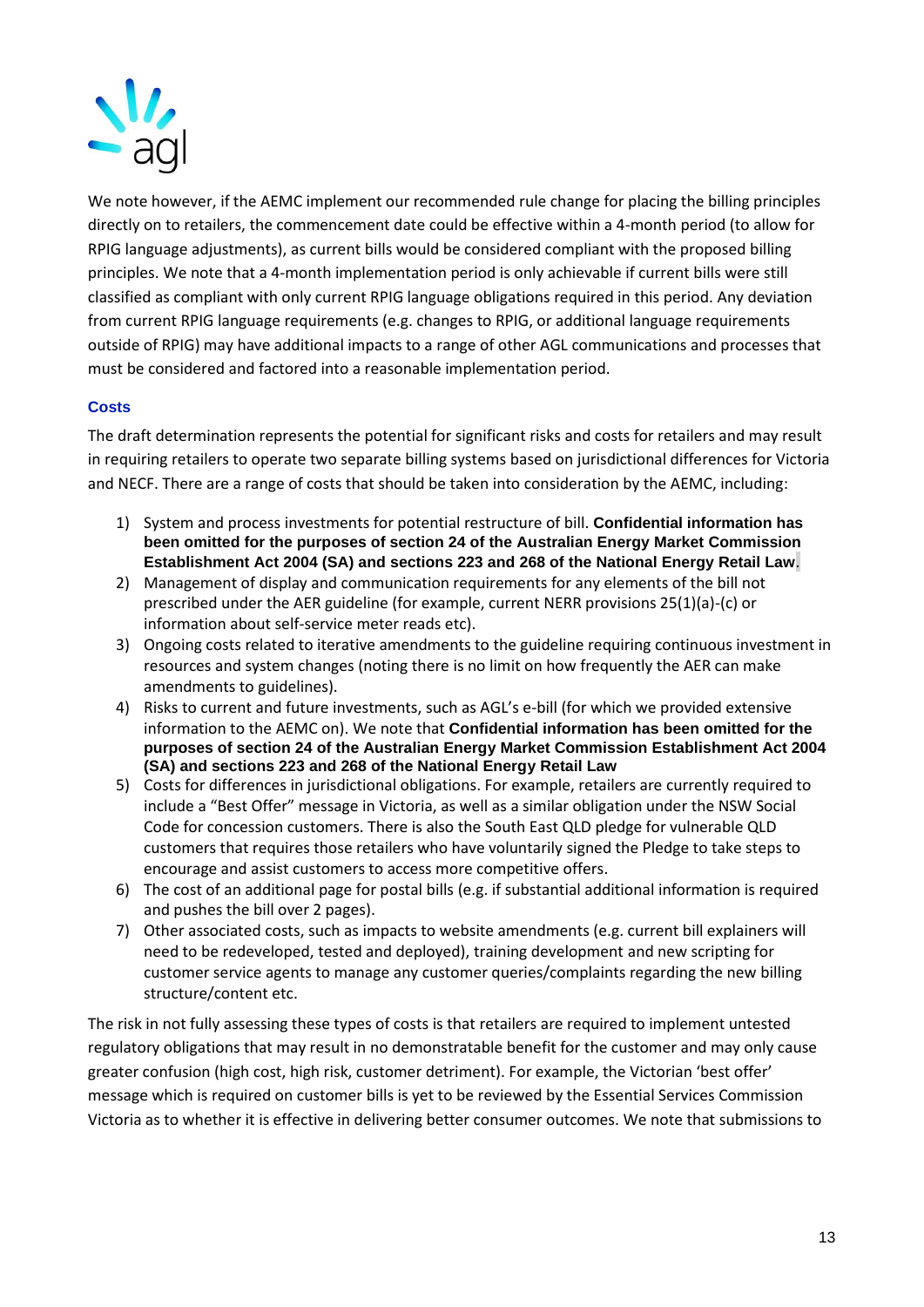We note however, if the AEMC implement our recommended rule change for placing the billing principles directly on to retailers, the commencement date could be effective within a 4-month period (to allow for RPIG language adjustments), as current bills would be considered compliant with the proposed billing principles. We note that a 4-month implementation period is only achievable if current bills were still classified as compliant with only current RPIG language obligations required in this period. Any deviation from current RPIG language requirements (e.g. changes to RPIG, or additional language requirements outside of RPIG) may have additional impacts to a range of other AGL communications and processes that must be considered and factored into a reasonable implementation period.

### Costs

The draft determination represents the potential for significant risks and costs for retailers and may result in requiring retailers to operate two separate billing systems based on jurisdictional differences for Victoria and NECF. There are a range of costs that should be taken into consideration by the AEMC, including:

1) System and process investments for potential restructure of bill. **Confidential information has been omitted for the purposes of section 24 of the Australian Energy Market Commission Establishment Act 2004 (SA) and sections 223 and 268 of the National Energy Retail Law**.
2) Management of display and communication requirements for any elements of the bill not prescribed under the AER guideline (for example, current NERR provisions 25(1)(a)-(c) or information about self-service meter reads etc).
3) Ongoing costs related to iterative amendments to the guideline requiring continuous investment in resources and system changes (noting there is no limit on how frequently the AER can make amendments to guidelines).
4) Risks to current and future investments, such as AGL's e-bill (for which we provided extensive information to the AEMC on). We note that **Confidential information has been omitted for the purposes of section 24 of the Australian Energy Market Commission Establishment Act 2004 (SA) and sections 223 and 268 of the National Energy Retail Law**
5) Costs for differences in jurisdictional obligations. For example, retailers are currently required to include a "Best Offer" message in Victoria, as well as a similar obligation under the NSW Social Code for concession customers. There is also the South East QLD pledge for vulnerable QLD customers that requires those retailers who have voluntarily signed the Pledge to take steps to encourage and assist customers to access more competitive offers.
6) The cost of an additional page for postal bills (e.g. if substantial additional information is required and pushes the bill over 2 pages).
7) Other associated costs, such as impacts to website amendments (e.g. current bill explainers will need to be redeveloped, tested and deployed), training development and new scripting for customer service agents to manage any customer queries/complaints regarding the new billing structure/content etc.

The risk in not fully assessing these types of costs is that retailers are required to implement untested regulatory obligations that may result in no demonstratable benefit for the customer and may only cause greater confusion (high cost, high risk, customer detriment). For example, the Victorian 'best offer' message which is required on customer bills is yet to be reviewed by the Essential Services Commission Victoria as to whether it is effective in delivering better consumer outcomes. We note that submissions to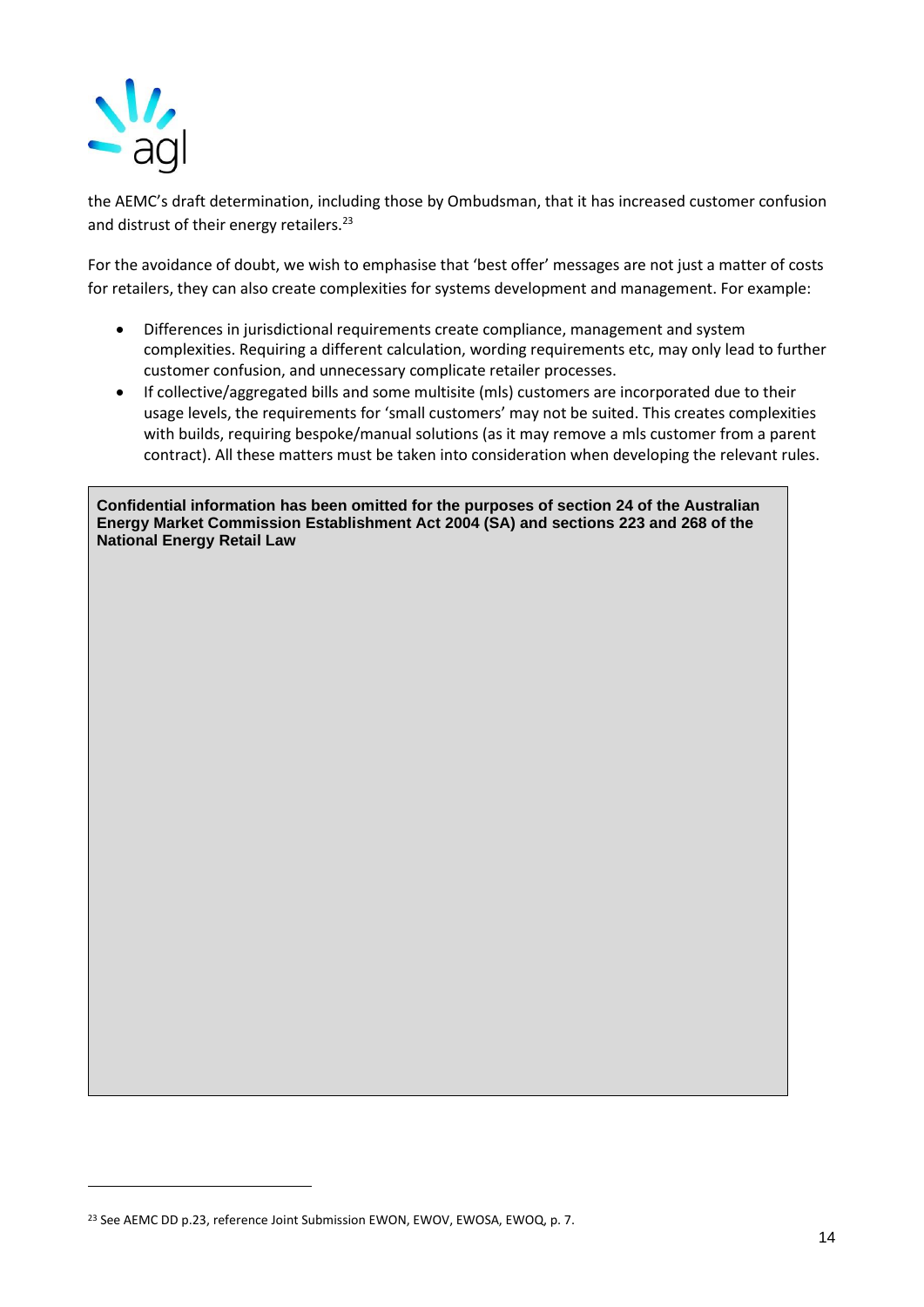the AEMC's draft determination, including those by Ombudsman, that it has increased customer confusion and distrust of their energy retailers.[23]

For the avoidance of doubt, we wish to emphasise that 'best offer' messages are not just a matter of costs for retailers, they can also create complexities for systems development and management. For example:

- Differences in jurisdictional requirements create compliance, management and system complexities. Requiring a different calculation, wording requirements etc, may only lead to further customer confusion, and unnecessary complicate retailer processes.
- If collective/aggregated bills and some multisite (mls) customers are incorporated due to their usage levels, the requirements for 'small customers' may not be suited. This creates complexities with builds, requiring bespoke/manual solutions (as it may remove a mls customer from a parent contract). All these matters must be taken into consideration when developing the relevant rules.

**Confidential information has been omitted for the purposes of section 24 of the Australian Energy Market Commission Establishment Act 2004 (SA) and sections 223 and 268 of the National Energy Retail Law**

[23] See AEMC DD p.23, reference Joint Submission EWON, EWOV, EWOSA, EWOQ, p. 7.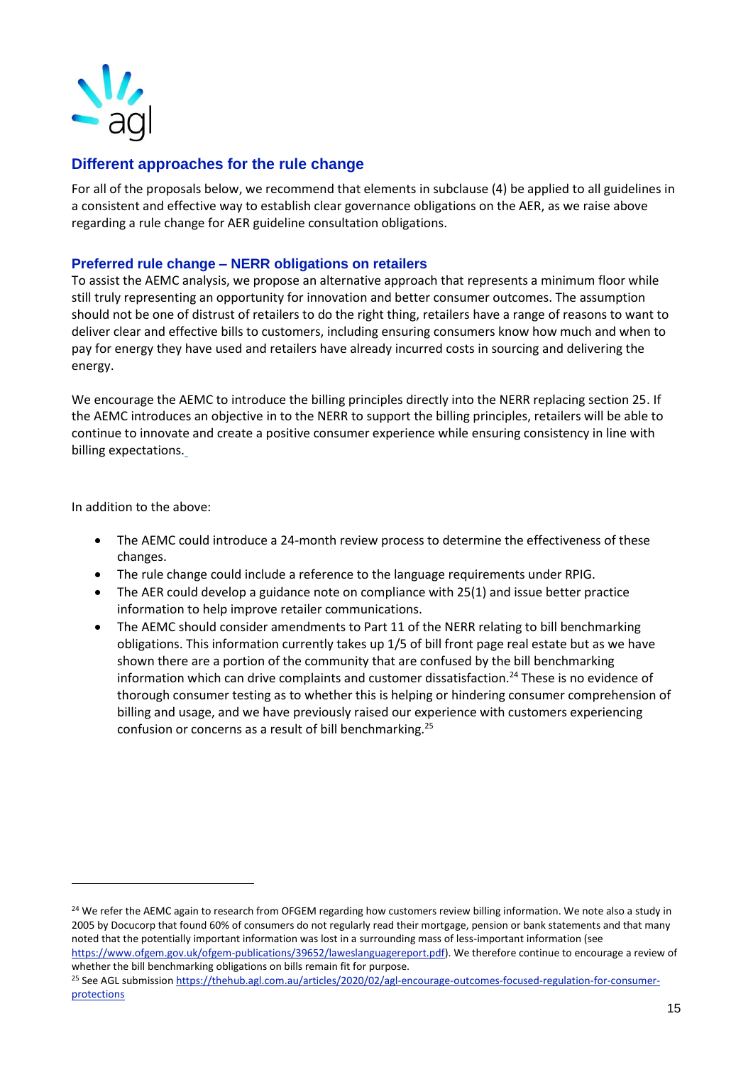## Different approaches for the rule change

For all of the proposals below, we recommend that elements in subclause (4) be applied to all guidelines in a consistent and effective way to establish clear governance obligations on the AER, as we raise above regarding a rule change for AER guideline consultation obligations.

### Preferred rule change – NERR obligations on retailers

To assist the AEMC analysis, we propose an alternative approach that represents a minimum floor while still truly representing an opportunity for innovation and better consumer outcomes. The assumption should not be one of distrust of retailers to do the right thing, retailers have a range of reasons to want to deliver clear and effective bills to customers, including ensuring consumers know how much and when to pay for energy they have used and retailers have already incurred costs in sourcing and delivering the energy.

We encourage the AEMC to introduce the billing principles directly into the NERR replacing section 25. If the AEMC introduces an objective in to the NERR to support the billing principles, retailers will be able to continue to innovate and create a positive consumer experience while ensuring consistency in line with billing expectations.

In addition to the above:

- The AEMC could introduce a 24-month review process to determine the effectiveness of these changes.
- The rule change could include a reference to the language requirements under RPIG.
- The AER could develop a guidance note on compliance with 25(1) and issue better practice information to help improve retailer communications.
- The AEMC should consider amendments to Part 11 of the NERR relating to bill benchmarking obligations. This information currently takes up 1/5 of bill front page real estate but as we have shown there are a portion of the community that are confused by the bill benchmarking information which can drive complaints and customer dissatisfaction.[24] These is no evidence of thorough consumer testing as to whether this is helping or hindering consumer comprehension of billing and usage, and we have previously raised our experience with customers experiencing confusion or concerns as a result of bill benchmarking.[25]

---

[24] We refer the AEMC again to research from OFGEM regarding how customers review billing information. We note also a study in 2005 by Docucorp that found 60% of consumers do not regularly read their mortgage, pension or bank statements and that many noted that the potentially important information was lost in a surrounding mass of less-important information (see https://www.ofgem.gov.uk/ofgem-publications/39652/laweslanguagereport.pdf). We therefore continue to encourage a review of whether the bill benchmarking obligations on bills remain fit for purpose.

[25] See AGL submission https://thehub.agl.com.au/articles/2020/02/agl-encourage-outcomes-focused-regulation-for-consumer-protections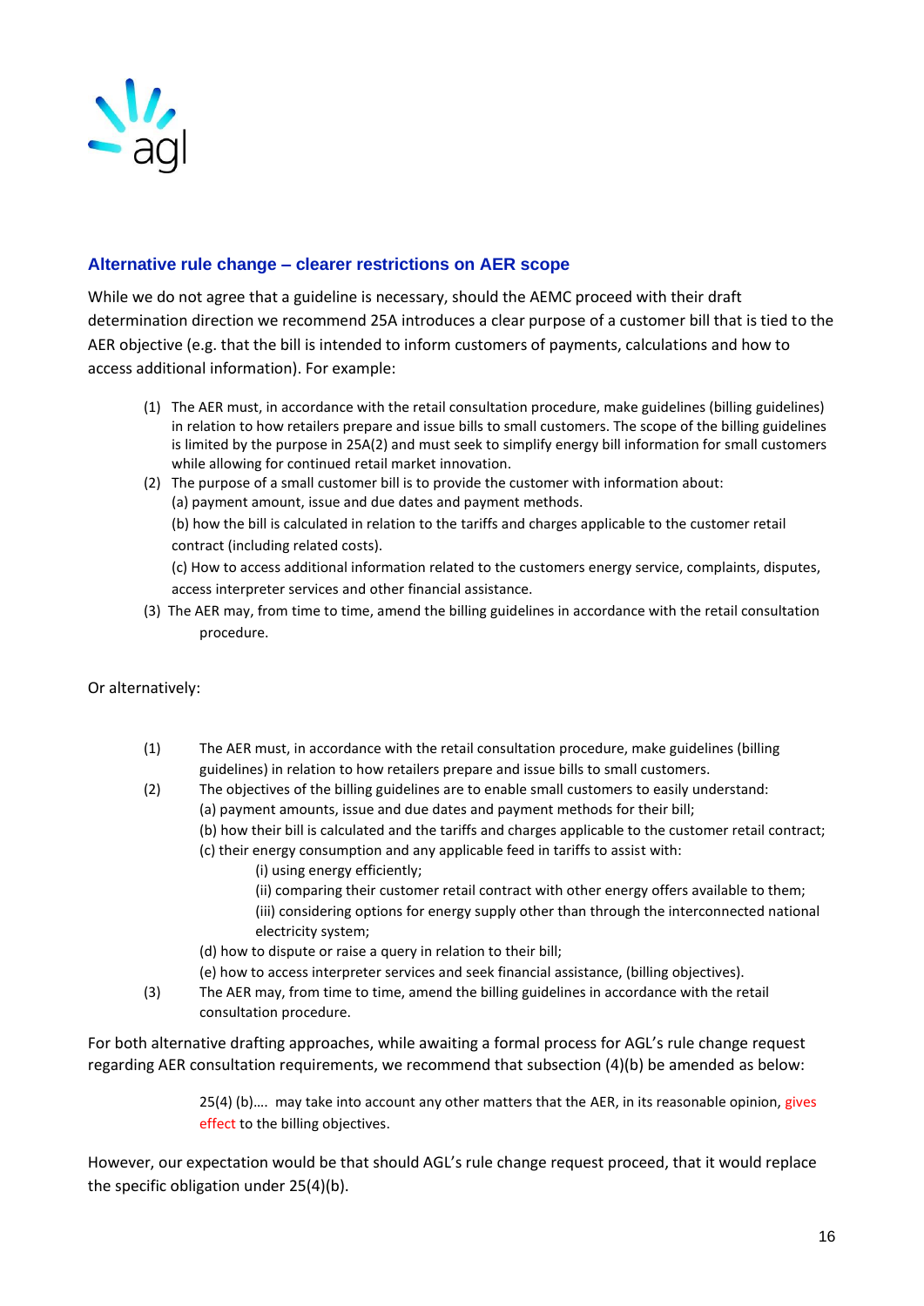## Alternative rule change – clearer restrictions on AER scope

While we do not agree that a guideline is necessary, should the AEMC proceed with their draft determination direction we recommend 25A introduces a clear purpose of a customer bill that is tied to the AER objective (e.g. that the bill is intended to inform customers of payments, calculations and how to access additional information). For example:

(1) The AER must, in accordance with the retail consultation procedure, make guidelines (billing guidelines) in relation to how retailers prepare and issue bills to small customers. The scope of the billing guidelines is limited by the purpose in 25A(2) and must seek to simplify energy bill information for small customers while allowing for continued retail market innovation.

(2) The purpose of a small customer bill is to provide the customer with information about:

(a) payment amount, issue and due dates and payment methods.

(b) how the bill is calculated in relation to the tariffs and charges applicable to the customer retail contract (including related costs).

(c) How to access additional information related to the customers energy service, complaints, disputes, access interpreter services and other financial assistance.

(3) The AER may, from time to time, amend the billing guidelines in accordance with the retail consultation procedure.

Or alternatively:

(1) The AER must, in accordance with the retail consultation procedure, make guidelines (billing guidelines) in relation to how retailers prepare and issue bills to small customers.

(2) The objectives of the billing guidelines are to enable small customers to easily understand:

(a) payment amounts, issue and due dates and payment methods for their bill;

(b) how their bill is calculated and the tariffs and charges applicable to the customer retail contract;

(c) their energy consumption and any applicable feed in tariffs to assist with:

(i) using energy efficiently;

(ii) comparing their customer retail contract with other energy offers available to them;

(iii) considering options for energy supply other than through the interconnected national electricity system;

(d) how to dispute or raise a query in relation to their bill;

(e) how to access interpreter services and seek financial assistance, (billing objectives).

(3) The AER may, from time to time, amend the billing guidelines in accordance with the retail consultation procedure.

For both alternative drafting approaches, while awaiting a formal process for AGL's rule change request regarding AER consultation requirements, we recommend that subsection (4)(b) be amended as below:

> 25(4) (b)…. may take into account any other matters that the AER, in its reasonable opinion, gives effect to the billing objectives.

However, our expectation would be that should AGL's rule change request proceed, that it would replace the specific obligation under 25(4)(b).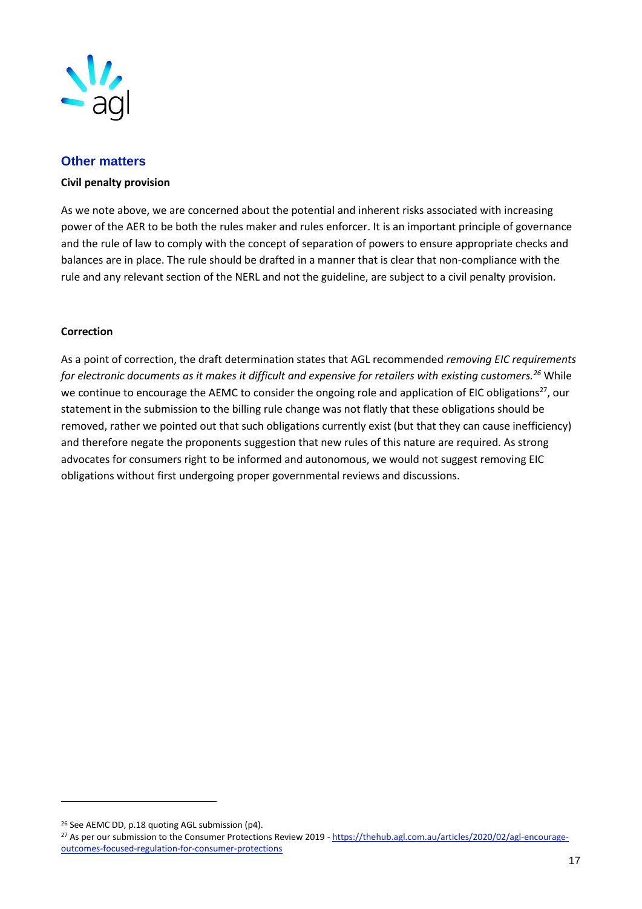## Other matters

**Civil penalty provision**

As we note above, we are concerned about the potential and inherent risks associated with increasing power of the AER to be both the rules maker and rules enforcer. It is an important principle of governance and the rule of law to comply with the concept of separation of powers to ensure appropriate checks and balances are in place. The rule should be drafted in a manner that is clear that non-compliance with the rule and any relevant section of the NERL and not the guideline, are subject to a civil penalty provision.

**Correction**

As a point of correction, the draft determination states that AGL recommended *removing EIC requirements for electronic documents as it makes it difficult and expensive for retailers with existing customers.*[26] While we continue to encourage the AEMC to consider the ongoing role and application of EIC obligations[27], our statement in the submission to the billing rule change was not flatly that these obligations should be removed, rather we pointed out that such obligations currently exist (but that they can cause inefficiency) and therefore negate the proponents suggestion that new rules of this nature are required. As strong advocates for consumers right to be informed and autonomous, we would not suggest removing EIC obligations without first undergoing proper governmental reviews and discussions.

---

[26] See AEMC DD, p.18 quoting AGL submission (p4).

[27] As per our submission to the Consumer Protections Review 2019 - https://thehub.agl.com.au/articles/2020/02/agl-encourage-outcomes-focused-regulation-for-consumer-protections